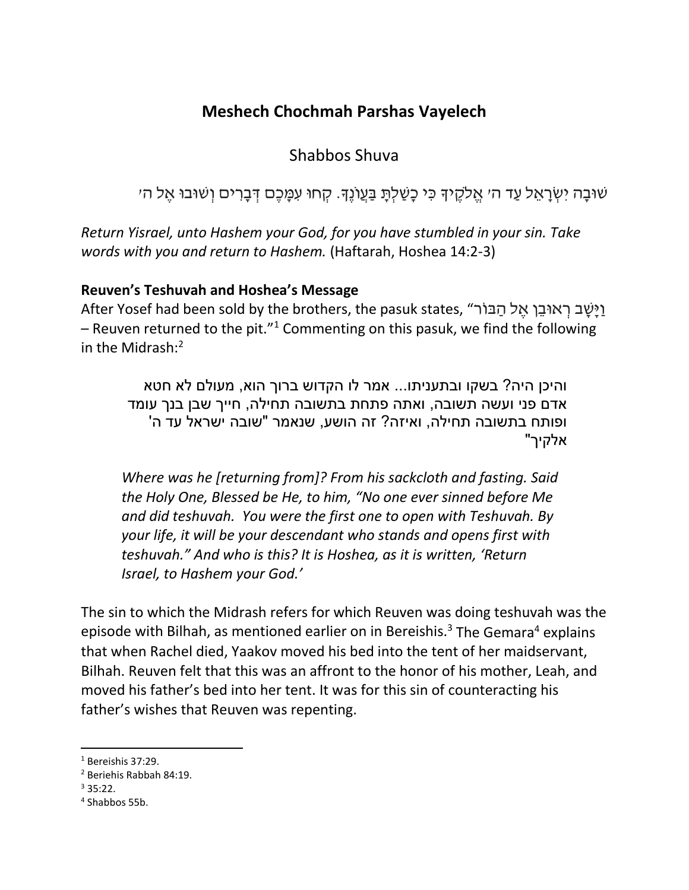# Meshech Chochmah Parshas Vayelech

## Shabbos Shuva

שׁוּבָה יִשְׂרָאֵל עַד ה׳ אֱלֹקֶיךָ כִּי כָשַׁלְתָּ בַּעֲוֹנֶךָ. קְחוּ עִמָּכֶם דְּבָרִים וְשׁוּבוּ אֶל ה׳

*Return Yisrael, unto Hashem your God, for you have stumbled in your sin. Take words with you and return to Hashem.* (Haftarah, Hoshea 14:2-3)

### Reuven's Teshuvah and Hoshea's Message

After Yosef had been sold by the brothers, the pasuk states, "וַיָּשָׁב רְאוּבֵן אֶל הַבּוֹר – Reuven returned to the pit."[1] Commenting on this pasuk, we find the following in the Midrash:[2]

> והיכן היה? בשקו ובתעניתו... אמר לו הקדוש ברוך הוא, מעולם לא חטא אדם פני ועשה תשובה, ואתה פתחת בתשובה תחילה, חייך שבן בנך עומד ופותח בתשובה תחילה, ואיזה? זה הושע, שנאמר "שובה ישראל עד ה' אלקיך"
>
> *Where was he [returning from]? From his sackcloth and fasting. Said the Holy One, Blessed be He, to him, "No one ever sinned before Me and did teshuvah. You were the first one to open with Teshuvah. By your life, it will be your descendant who stands and opens first with teshuvah." And who is this? It is Hoshea, as it is written, 'Return Israel, to Hashem your God.'*

The sin to which the Midrash refers for which Reuven was doing teshuvah was the episode with Bilhah, as mentioned earlier on in Bereishis.[3] The Gemara[4] explains that when Rachel died, Yaakov moved his bed into the tent of her maidservant, Bilhah. Reuven felt that this was an affront to the honor of his mother, Leah, and moved his father's bed into her tent. It was for this sin of counteracting his father's wishes that Reuven was repenting.

---

[1] Bereishis 37:29.

[2] Beriehis Rabbah 84:19.

[3] 35:22.

[4] Shabbos 55b.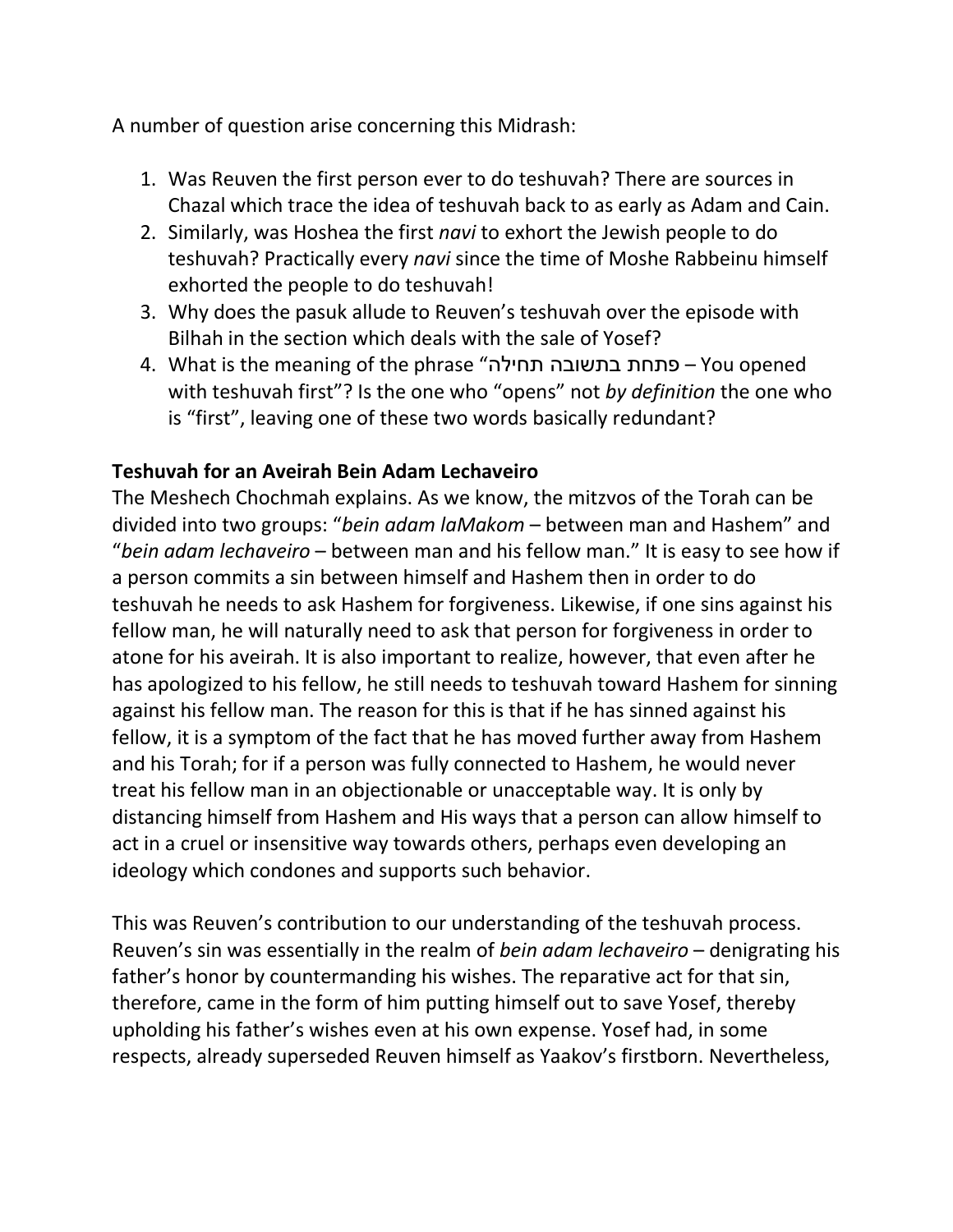A number of question arise concerning this Midrash:

1. Was Reuven the first person ever to do teshuvah? There are sources in Chazal which trace the idea of teshuvah back to as early as Adam and Cain.
2. Similarly, was Hoshea the first *navi* to exhort the Jewish people to do teshuvah? Practically every *navi* since the time of Moshe Rabbeinu himself exhorted the people to do teshuvah!
3. Why does the pasuk allude to Reuven's teshuvah over the episode with Bilhah in the section which deals with the sale of Yosef?
4. What is the meaning of the phrase "פתחת בתשובה תחילה – You opened with teshuvah first"? Is the one who "opens" not *by definition* the one who is "first", leaving one of these two words basically redundant?

**Teshuvah for an Aveirah Bein Adam Lechaveiro**

The Meshech Chochmah explains. As we know, the mitzvos of the Torah can be divided into two groups: "*bein adam laMakom* – between man and Hashem" and "*bein adam lechaveiro* – between man and his fellow man." It is easy to see how if a person commits a sin between himself and Hashem then in order to do teshuvah he needs to ask Hashem for forgiveness. Likewise, if one sins against his fellow man, he will naturally need to ask that person for forgiveness in order to atone for his aveirah. It is also important to realize, however, that even after he has apologized to his fellow, he still needs to teshuvah toward Hashem for sinning against his fellow man. The reason for this is that if he has sinned against his fellow, it is a symptom of the fact that he has moved further away from Hashem and his Torah; for if a person was fully connected to Hashem, he would never treat his fellow man in an objectionable or unacceptable way. It is only by distancing himself from Hashem and His ways that a person can allow himself to act in a cruel or insensitive way towards others, perhaps even developing an ideology which condones and supports such behavior.

This was Reuven's contribution to our understanding of the teshuvah process. Reuven's sin was essentially in the realm of *bein adam lechaveiro* – denigrating his father's honor by countermanding his wishes. The reparative act for that sin, therefore, came in the form of him putting himself out to save Yosef, thereby upholding his father's wishes even at his own expense. Yosef had, in some respects, already superseded Reuven himself as Yaakov's firstborn. Nevertheless,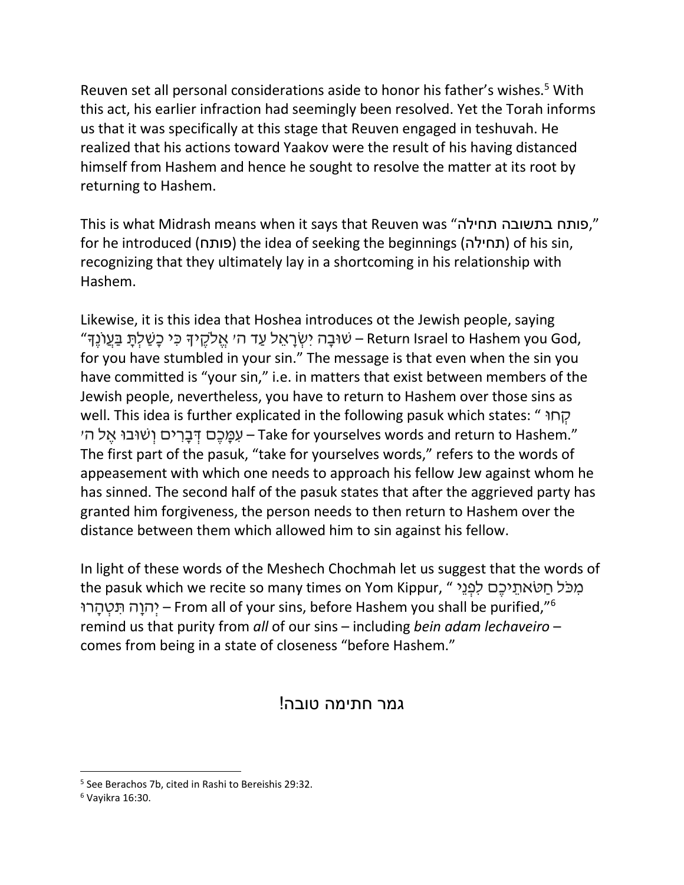Reuven set all personal considerations aside to honor his father's wishes.[5] With this act, his earlier infraction had seemingly been resolved. Yet the Torah informs us that it was specifically at this stage that Reuven engaged in teshuvah. He realized that his actions toward Yaakov were the result of his having distanced himself from Hashem and hence he sought to resolve the matter at its root by returning to Hashem.

This is what Midrash means when it says that Reuven was "פותח בתשובה תחילה," for he introduced (פותח) the idea of seeking the beginnings (תחילה) of his sin, recognizing that they ultimately lay in a shortcoming in his relationship with Hashem.

Likewise, it is this idea that Hoshea introduces ot the Jewish people, saying "שׁוּבָה יִשְׂרָאֵל עַד ה׳ אֱלֹקֶיךָ כִּי כָשַׁלְתָּ בַּעֲוֺנֶךָ – Return Israel to Hashem you God, for you have stumbled in your sin." The message is that even when the sin you have committed is "your sin," i.e. in matters that exist between members of the Jewish people, nevertheless, you have to return to Hashem over those sins as well. This idea is further explicated in the following pasuk which states: "קְחוּ עִמָּכֶם דְּבָרִים וְשׁוּבוּ אֶל ה׳ – Take for yourselves words and return to Hashem." The first part of the pasuk, "take for yourselves words," refers to the words of appeasement with which one needs to approach his fellow Jew against whom he has sinned. The second half of the pasuk states that after the aggrieved party has granted him forgiveness, the person needs to then return to Hashem over the distance between them which allowed him to sin against his fellow.

In light of these words of the Meshech Chochmah let us suggest that the words of the pasuk which we recite so many times on Yom Kippur, "מִכֹּל חַטֹּאתֵיכֶם לִפְנֵי יְהֹוָה תִּטְהָרוּ – From all of your sins, before Hashem you shall be purified,"[6] remind us that purity from *all* of our sins – including *bein adam lechaveiro* – comes from being in a state of closeness "before Hashem."

## גמר חתימה טובה!

---

[5] See Berachos 7b, cited in Rashi to Bereishis 29:32.

[6] Vayikra 16:30.